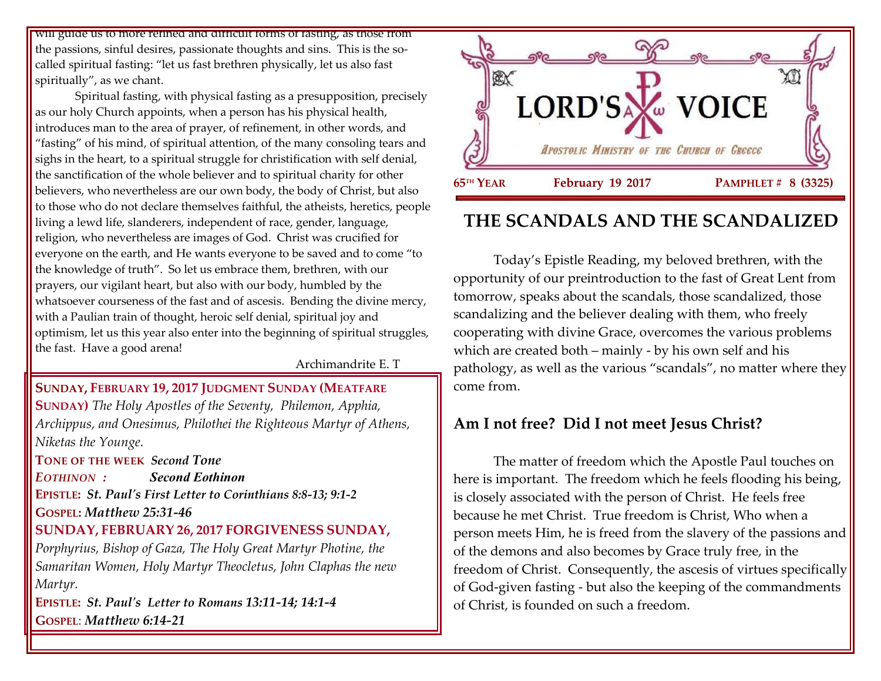will guide us to more refined and difficult forms of fasting, as those from the passions, sinful desires, passionate thoughts and sins. This is the so-called spiritual fasting: "let us fast brethren physically, let us also fast spiritually", as we chant.

Spiritual fasting, with physical fasting as a presupposition, precisely as our holy Church appoints, when a person has his physical health, introduces man to the area of prayer, of refinement, in other words, and "fasting" of his mind, of spiritual attention, of the many consoling tears and sighs in the heart, to a spiritual struggle for christification with self denial, the sanctification of the whole believer and to spiritual charity for other believers, who nevertheless are our own body, the body of Christ, but also to those who do not declare themselves faithful, the atheists, heretics, people living a lewd life, slanderers, independent of race, gender, language, religion, who nevertheless are images of God. Christ was crucified for everyone on the earth, and He wants everyone to be saved and to come "to the knowledge of truth". So let us embrace them, brethren, with our prayers, our vigilant heart, but also with our body, humbled by the whatsoever courseness of the fast and of ascesis. Bending the divine mercy, with a Paulian train of thought, heroic self denial, spiritual joy and optimism, let us this year also enter into the beginning of spiritual struggles, the fast. Have a good arena!

Archimandrite E. T

**SUNDAY, FEBRUARY 19, 2017 JUDGMENT SUNDAY (MEATFARE SUNDAY)** *The Holy Apostles of the Seventy, Philemon, Apphia, Archippus, and Onesimus, Philothei the Righteous Martyr of Athens, Niketas the Younge.*

**TONE OF THE WEEK** ***Second Tone***

***EOTHINON :*** ***Second Eothinon***

**EPISTLE:** ***St. Paul's First Letter to Corinthians 8:8-13; 9:1-2***

**GOSPEL:** ***Matthew 25:31-46***

**SUNDAY, FEBRUARY 26, 2017 FORGIVENESS SUNDAY,** *Porphyrius, Bishop of Gaza, The Holy Great Martyr Photine, the Samaritan Women, Holy Martyr Theocletus, John Claphas the new Martyr.*

**EPISTLE:** ***St. Paul's Letter to Romans 13:11-14; 14:1-4***

**GOSPEL:** ***Matthew 6:14-21***

# LORD'S VOICE

*APOSTOLIC MINISTRY OF THE CHURCH OF GREECE*

**65TH YEAR** **February 19 2017** **PAMPHLET # 8 (3325)**

## THE SCANDALS AND THE SCANDALIZED

Today's Epistle Reading, my beloved brethren, with the opportunity of our preintroduction to the fast of Great Lent from tomorrow, speaks about the scandals, those scandalized, those scandalizing and the believer dealing with them, who freely cooperating with divine Grace, overcomes the various problems which are created both – mainly - by his own self and his pathology, as well as the various "scandals", no matter where they come from.

### Am I not free? Did I not meet Jesus Christ?

The matter of freedom which the Apostle Paul touches on here is important. The freedom which he feels flooding his being, is closely associated with the person of Christ. He feels free because he met Christ. True freedom is Christ, Who when a person meets Him, he is freed from the slavery of the passions and of the demons and also becomes by Grace truly free, in the freedom of Christ. Consequently, the ascesis of virtues specifically of God-given fasting - but also the keeping of the commandments of Christ, is founded on such a freedom.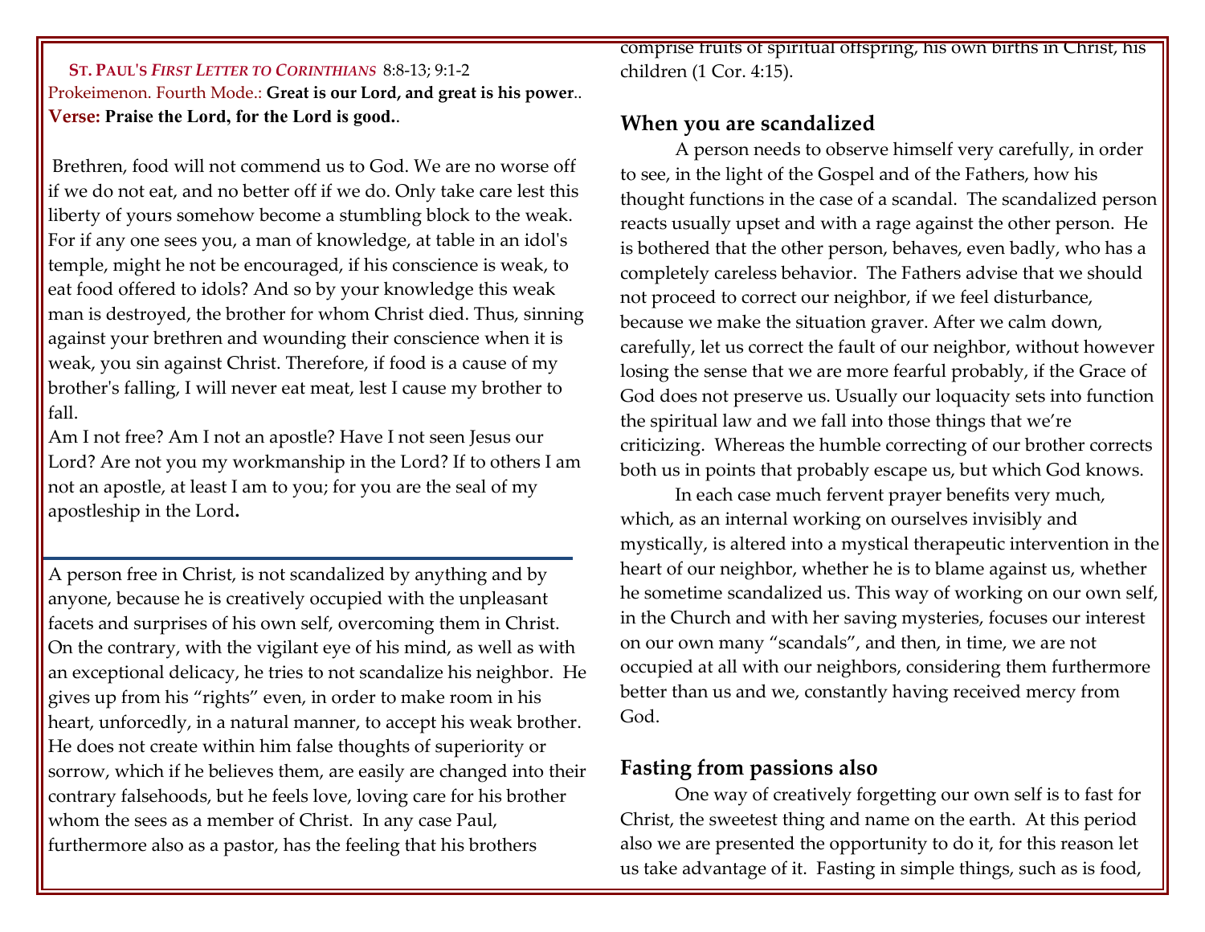**ST. PAUL'S *FIRST LETTER TO CORINTHIANS*** 8:8-13; 9:1-2
Prokeimenon. Fourth Mode.: **Great is our Lord, and great is his power**..
**Verse: Praise the Lord, for the Lord is good.**.

Brethren, food will not commend us to God. We are no worse off if we do not eat, and no better off if we do. Only take care lest this liberty of yours somehow become a stumbling block to the weak. For if any one sees you, a man of knowledge, at table in an idol's temple, might he not be encouraged, if his conscience is weak, to eat food offered to idols? And so by your knowledge this weak man is destroyed, the brother for whom Christ died. Thus, sinning against your brethren and wounding their conscience when it is weak, you sin against Christ. Therefore, if food is a cause of my brother's falling, I will never eat meat, lest I cause my brother to fall.
Am I not free? Am I not an apostle? Have I not seen Jesus our Lord? Are not you my workmanship in the Lord? If to others I am not an apostle, at least I am to you; for you are the seal of my apostleship in the Lord**.**

---

A person free in Christ, is not scandalized by anything and by anyone, because he is creatively occupied with the unpleasant facets and surprises of his own self, overcoming them in Christ. On the contrary, with the vigilant eye of his mind, as well as with an exceptional delicacy, he tries to not scandalize his neighbor. He gives up from his "rights" even, in order to make room in his heart, unforcedly, in a natural manner, to accept his weak brother. He does not create within him false thoughts of superiority or sorrow, which if he believes them, are easily are changed into their contrary falsehoods, but he feels love, loving care for his brother whom the sees as a member of Christ. In any case Paul, furthermore also as a pastor, has the feeling that his brothers comprise fruits of spiritual offspring, his own births in Christ, his children (1 Cor. 4:15).

## When you are scandalized

A person needs to observe himself very carefully, in order to see, in the light of the Gospel and of the Fathers, how his thought functions in the case of a scandal. The scandalized person reacts usually upset and with a rage against the other person. He is bothered that the other person, behaves, even badly, who has a completely careless behavior. The Fathers advise that we should not proceed to correct our neighbor, if we feel disturbance, because we make the situation graver. After we calm down, carefully, let us correct the fault of our neighbor, without however losing the sense that we are more fearful probably, if the Grace of God does not preserve us. Usually our loquacity sets into function the spiritual law and we fall into those things that we're criticizing. Whereas the humble correcting of our brother corrects both us in points that probably escape us, but which God knows.

In each case much fervent prayer benefits very much, which, as an internal working on ourselves invisibly and mystically, is altered into a mystical therapeutic intervention in the heart of our neighbor, whether he is to blame against us, whether he sometime scandalized us. This way of working on our own self, in the Church and with her saving mysteries, focuses our interest on our own many "scandals", and then, in time, we are not occupied at all with our neighbors, considering them furthermore better than us and we, constantly having received mercy from God.

## Fasting from passions also

One way of creatively forgetting our own self is to fast for Christ, the sweetest thing and name on the earth. At this period also we are presented the opportunity to do it, for this reason let us take advantage of it. Fasting in simple things, such as is food,